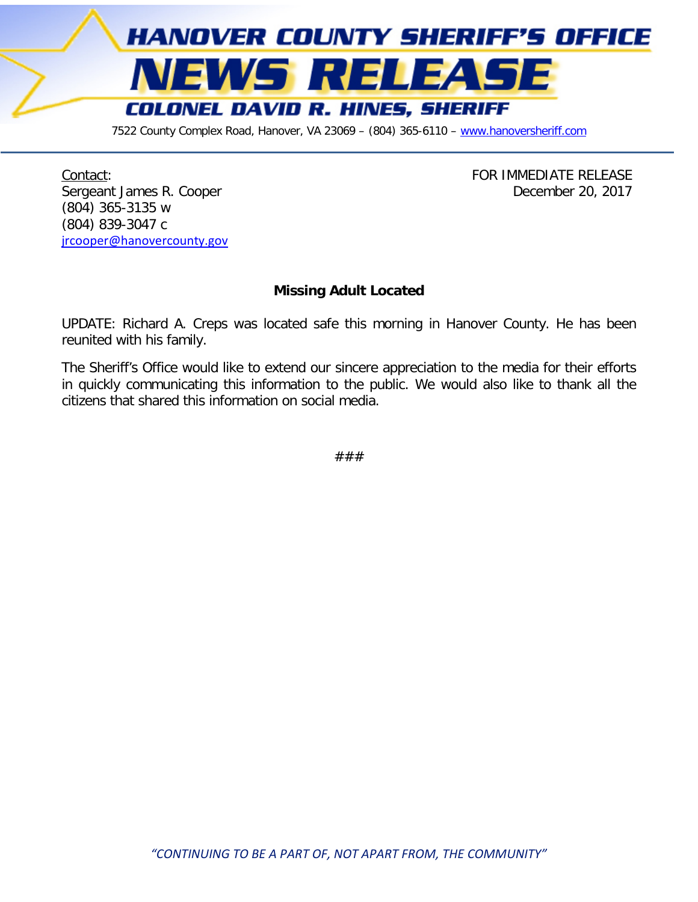# HANOVER COUNTY SHERIFF'S OFFICE

# NEWS RELEASE

## COLONEL DAVID R. HINES, SHERIFF

7522 County Complex Road, Hanover, VA 23069 – (804) 365-6110 – www.hanoversheriff.com

Contact:
Sergeant James R. Cooper
(804) 365-3135 w
(804) 839-3047 c
jrcooper@hanovercounty.gov

FOR IMMEDIATE RELEASE
December 20, 2017

**Missing Adult Located**

UPDATE: Richard A. Creps was located safe this morning in Hanover County. He has been reunited with his family.

The Sheriff's Office would like to extend our sincere appreciation to the media for their efforts in quickly communicating this information to the public. We would also like to thank all the citizens that shared this information on social media.

###

*"CONTINUING TO BE A PART OF, NOT APART FROM, THE COMMUNITY"*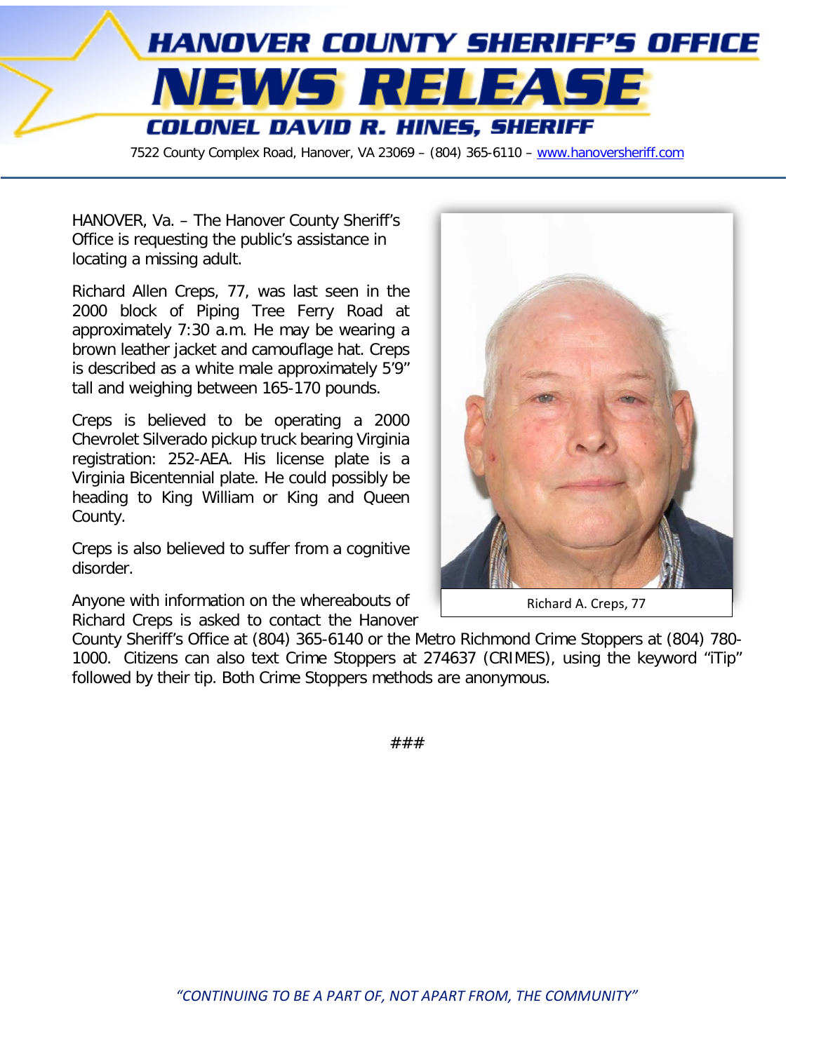# HANOVER COUNTY SHERIFF'S OFFICE

# NEWS RELEASE

## COLONEL DAVID R. HINES, SHERIFF

7522 County Complex Road, Hanover, VA 23069 – (804) 365-6110 – www.hanoversheriff.com

HANOVER, Va. – The Hanover County Sheriff's Office is requesting the public's assistance in locating a missing adult.

Richard Allen Creps, 77, was last seen in the 2000 block of Piping Tree Ferry Road at approximately 7:30 a.m. He may be wearing a brown leather jacket and camouflage hat. Creps is described as a white male approximately 5'9" tall and weighing between 165-170 pounds.

Creps is believed to be operating a 2000 Chevrolet Silverado pickup truck bearing Virginia registration: 252-AEA. His license plate is a Virginia Bicentennial plate. He could possibly be heading to King William or King and Queen County.

Creps is also believed to suffer from a cognitive disorder.

Richard A. Creps, 77

Anyone with information on the whereabouts of Richard Creps is asked to contact the Hanover County Sheriff's Office at (804) 365-6140 or the Metro Richmond Crime Stoppers at (804) 780-1000. Citizens can also text Crime Stoppers at 274637 (CRIMES), using the keyword "iTip" followed by their tip. Both Crime Stoppers methods are anonymous.

###

*"CONTINUING TO BE A PART OF, NOT APART FROM, THE COMMUNITY"*